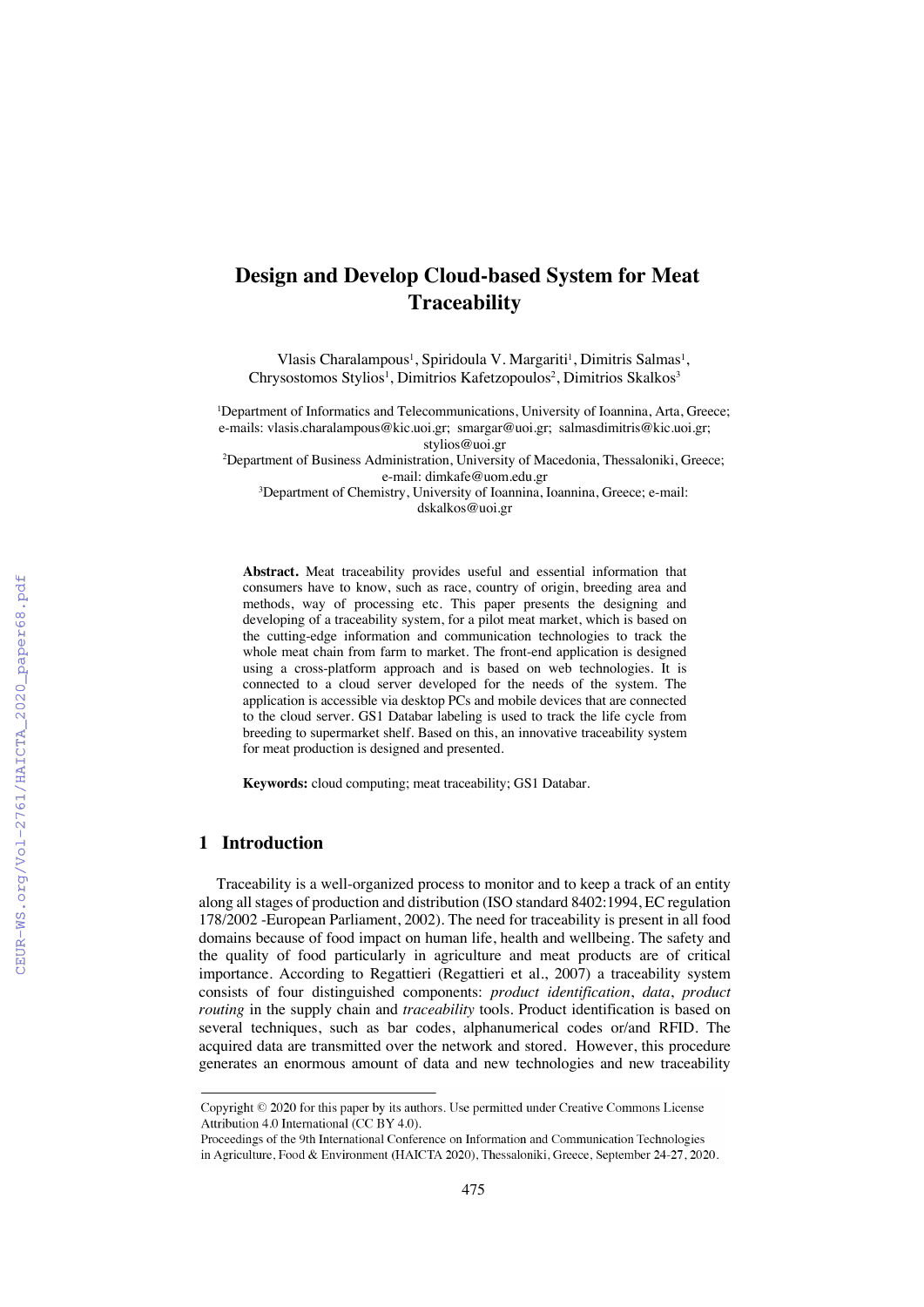# Design and Develop Cloud-based System for Meat Traceability

Vlasis Charalampous[1], Spiridoula V. Margariti[1], Dimitris Salmas[1], Chrysostomos Stylios[1], Dimitrios Kafetzopoulos[2], Dimitrios Skalkos[3]

[1]Department of Informatics and Telecommunications, University of Ioannina, Arta, Greece; e-mails: vlasis.charalampous@kic.uoi.gr; smargar@uoi.gr; salmasdimitris@kic.uoi.gr; stylios@uoi.gr

[2]Department of Business Administration, University of Macedonia, Thessaloniki, Greece; e-mail: dimkafe@uom.edu.gr

[3]Department of Chemistry, University of Ioannina, Ioannina, Greece; e-mail: dskalkos@uoi.gr

**Abstract.** Meat traceability provides useful and essential information that consumers have to know, such as race, country of origin, breeding area and methods, way of processing etc. This paper presents the designing and developing of a traceability system, for a pilot meat market, which is based on the cutting-edge information and communication technologies to track the whole meat chain from farm to market. The front-end application is designed using a cross-platform approach and is based on web technologies. It is connected to a cloud server developed for the needs of the system. The application is accessible via desktop PCs and mobile devices that are connected to the cloud server. GS1 Databar labeling is used to track the life cycle from breeding to supermarket shelf. Based on this, an innovative traceability system for meat production is designed and presented.

**Keywords:** cloud computing; meat traceability; GS1 Databar.

## 1 Introduction

Traceability is a well-organized process to monitor and to keep a track of an entity along all stages of production and distribution (ISO standard 8402:1994, EC regulation 178/2002 -European Parliament, 2002). The need for traceability is present in all food domains because of food impact on human life, health and wellbeing. The safety and the quality of food particularly in agriculture and meat products are of critical importance. According to Regattieri (Regattieri et al., 2007) a traceability system consists of four distinguished components: *product identification*, *data*, *product routing* in the supply chain and *traceability* tools. Product identification is based on several techniques, such as bar codes, alphanumerical codes or/and RFID. The acquired data are transmitted over the network and stored. However, this procedure generates an enormous amount of data and new technologies and new traceability

Copyright © 2020 for this paper by its authors. Use permitted under Creative Commons License Attribution 4.0 International (CC BY 4.0).

Proceedings of the 9th International Conference on Information and Communication Technologies in Agriculture, Food & Environment (HAICTA 2020), Thessaloniki, Greece, September 24-27, 2020.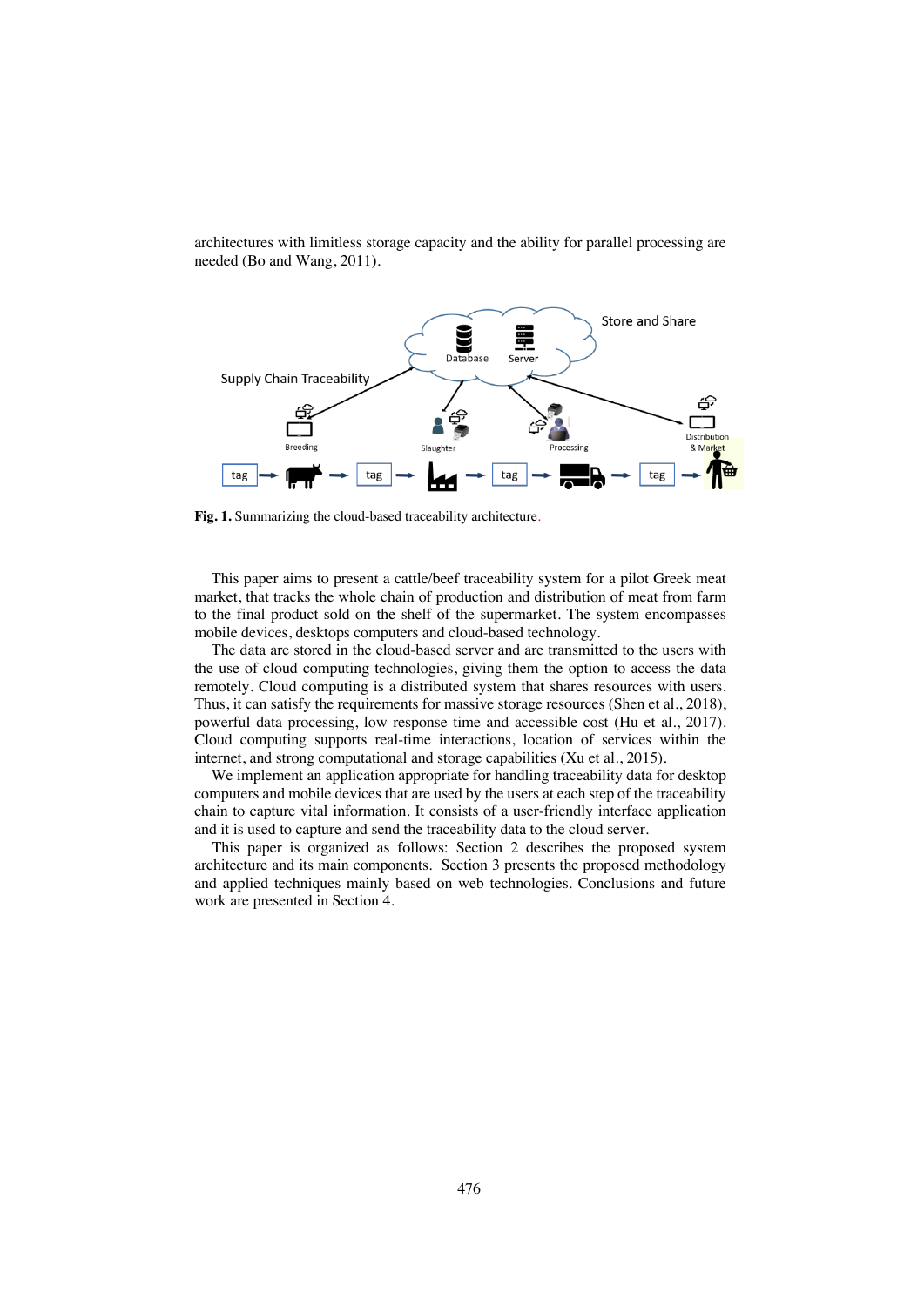architectures with limitless storage capacity and the ability for parallel processing are needed (Bo and Wang, 2011).

**Fig. 1.** Summarizing the cloud-based traceability architecture.

This paper aims to present a cattle/beef traceability system for a pilot Greek meat market, that tracks the whole chain of production and distribution of meat from farm to the final product sold on the shelf of the supermarket. The system encompasses mobile devices, desktops computers and cloud-based technology.

The data are stored in the cloud-based server and are transmitted to the users with the use of cloud computing technologies, giving them the option to access the data remotely. Cloud computing is a distributed system that shares resources with users. Thus, it can satisfy the requirements for massive storage resources (Shen et al., 2018), powerful data processing, low response time and accessible cost (Hu et al., 2017). Cloud computing supports real-time interactions, location of services within the internet, and strong computational and storage capabilities (Xu et al., 2015).

We implement an application appropriate for handling traceability data for desktop computers and mobile devices that are used by the users at each step of the traceability chain to capture vital information. It consists of a user-friendly interface application and it is used to capture and send the traceability data to the cloud server.

This paper is organized as follows: Section 2 describes the proposed system architecture and its main components. Section 3 presents the proposed methodology and applied techniques mainly based on web technologies. Conclusions and future work are presented in Section 4.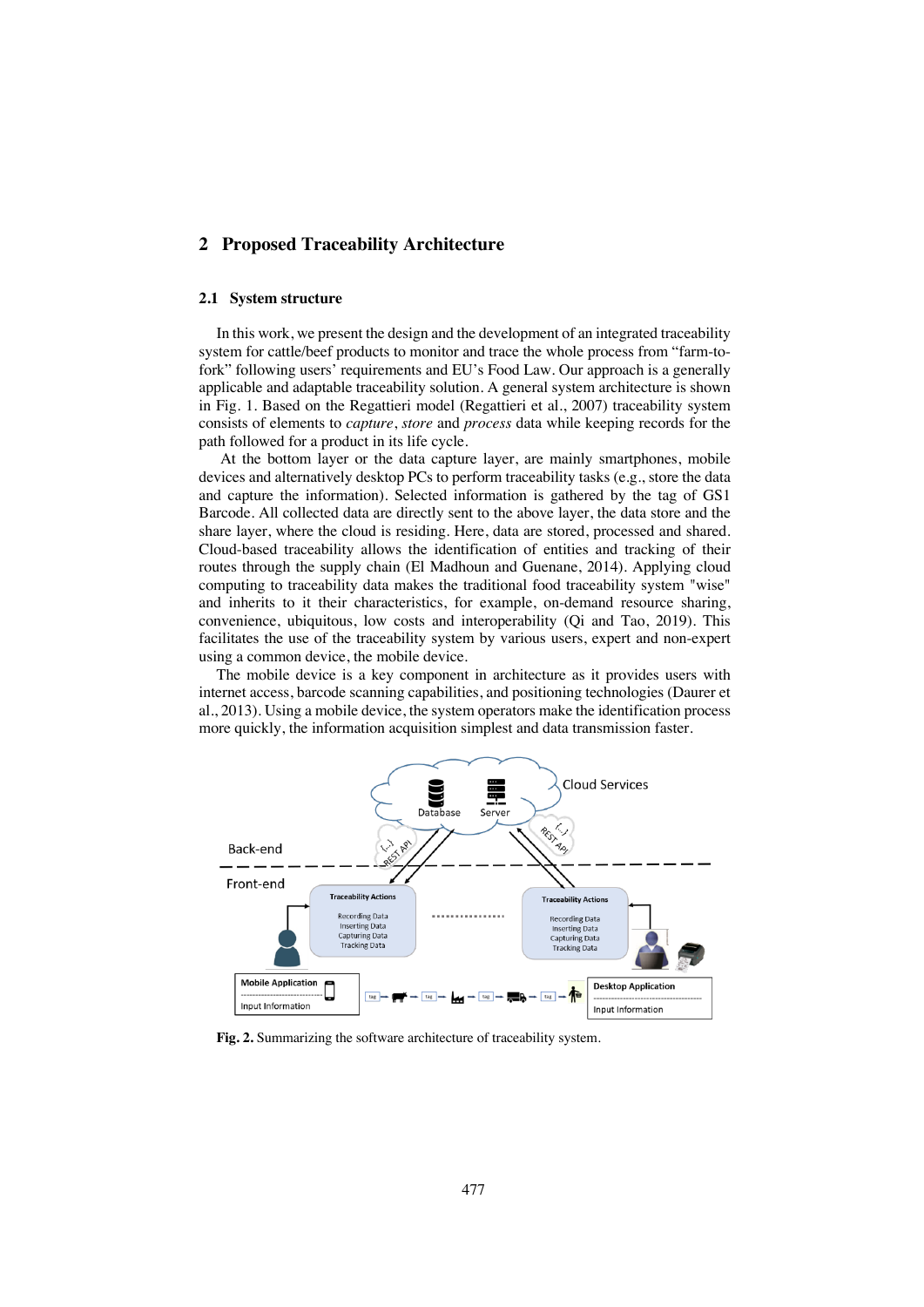## 2 Proposed Traceability Architecture

### 2.1 System structure

In this work, we present the design and the development of an integrated traceability system for cattle/beef products to monitor and trace the whole process from "farm-to-fork" following users' requirements and EU's Food Law. Our approach is a generally applicable and adaptable traceability solution. A general system architecture is shown in Fig. 1. Based on the Regattieri model (Regattieri et al., 2007) traceability system consists of elements to *capture*, *store* and *process* data while keeping records for the path followed for a product in its life cycle.

At the bottom layer or the data capture layer, are mainly smartphones, mobile devices and alternatively desktop PCs to perform traceability tasks (e.g., store the data and capture the information). Selected information is gathered by the tag of GS1 Barcode. All collected data are directly sent to the above layer, the data store and the share layer, where the cloud is residing. Here, data are stored, processed and shared. Cloud-based traceability allows the identification of entities and tracking of their routes through the supply chain (El Madhoun and Guenane, 2014). Applying cloud computing to traceability data makes the traditional food traceability system "wise" and inherits to it their characteristics, for example, on-demand resource sharing, convenience, ubiquitous, low costs and interoperability (Qi and Tao, 2019). This facilitates the use of the traceability system by various users, expert and non-expert using a common device, the mobile device.

The mobile device is a key component in architecture as it provides users with internet access, barcode scanning capabilities, and positioning technologies (Daurer et al., 2013). Using a mobile device, the system operators make the identification process more quickly, the information acquisition simplest and data transmission faster.

**Fig. 2.** Summarizing the software architecture of traceability system.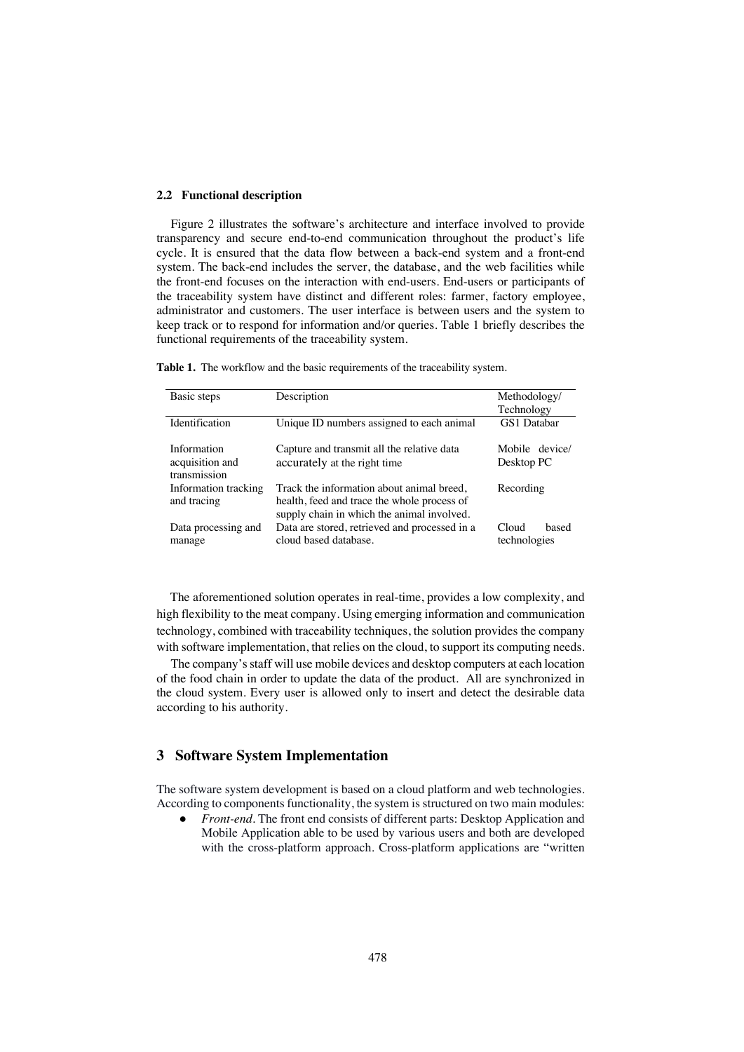### 2.2 Functional description

Figure 2 illustrates the software's architecture and interface involved to provide transparency and secure end-to-end communication throughout the product's life cycle. It is ensured that the data flow between a back-end system and a front-end system. The back-end includes the server, the database, and the web facilities while the front-end focuses on the interaction with end-users. End-users or participants of the traceability system have distinct and different roles: farmer, factory employee, administrator and customers. The user interface is between users and the system to keep track or to respond for information and/or queries. Table 1 briefly describes the functional requirements of the traceability system.

**Table 1.** The workflow and the basic requirements of the traceability system.

| Basic steps | Description | Methodology/ Technology |
| --- | --- | --- |
| Identification | Unique ID numbers assigned to each animal | GS1 Databar |
| Information acquisition and transmission | Capture and transmit all the relative data accurately at the right time | Mobile device/ Desktop PC |
| Information tracking and tracing | Track the information about animal breed, health, feed and trace the whole process of supply chain in which the animal involved. | Recording |
| Data processing and manage | Data are stored, retrieved and processed in a cloud based database. | Cloud based technologies |

The aforementioned solution operates in real-time, provides a low complexity, and high flexibility to the meat company. Using emerging information and communication technology, combined with traceability techniques, the solution provides the company with software implementation, that relies on the cloud, to support its computing needs.

The company's staff will use mobile devices and desktop computers at each location of the food chain in order to update the data of the product. All are synchronized in the cloud system. Every user is allowed only to insert and detect the desirable data according to his authority.

## 3 Software System Implementation

The software system development is based on a cloud platform and web technologies. According to components functionality, the system is structured on two main modules:

- *Front-end*. The front end consists of different parts: Desktop Application and Mobile Application able to be used by various users and both are developed with the cross-platform approach. Cross-platform applications are "written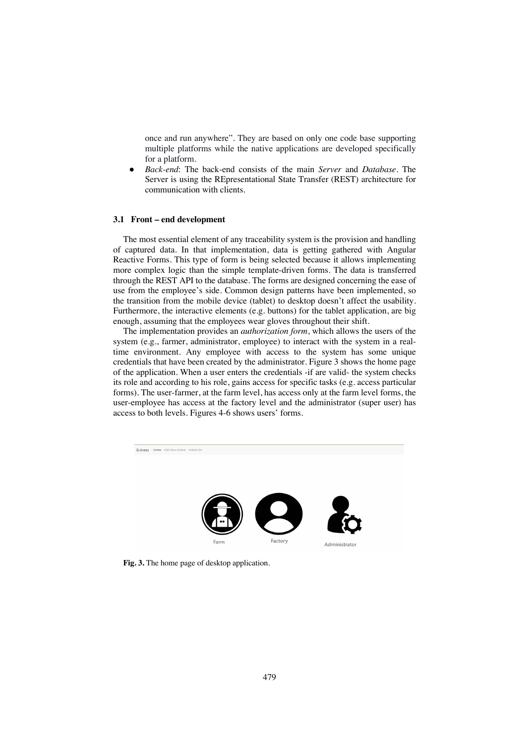once and run anywhere". They are based on only one code base supporting multiple platforms while the native applications are developed specifically for a platform.

- *Back-end*: The back-end consists of the main *Server* and *Database*. The Server is using the REpresentational State Transfer (REST) architecture for communication with clients.

### 3.1 Front – end development

The most essential element of any traceability system is the provision and handling of captured data. In that implementation, data is getting gathered with Angular Reactive Forms. This type of form is being selected because it allows implementing more complex logic than the simple template-driven forms. The data is transferred through the REST API to the database. The forms are designed concerning the ease of use from the employee's side. Common design patterns have been implemented, so the transition from the mobile device (tablet) to desktop doesn't affect the usability. Furthermore, the interactive elements (e.g. buttons) for the tablet application, are big enough, assuming that the employees wear gloves throughout their shift.

The implementation provides an *authorization form*, which allows the users of the system (e.g., farmer, administrator, employee) to interact with the system in a real-time environment. Any employee with access to the system has some unique credentials that have been created by the administrator. Figure 3 shows the home page of the application. When a user enters the credentials -if are valid- the system checks its role and according to his role, gains access for specific tasks (e.g. access particular forms). The user-farmer, at the farm level, has access only at the farm level forms, the user-employee has access at the factory level and the administrator (super user) has access to both levels. Figures 4-6 shows users' forms.

**Fig. 3.** The home page of desktop application.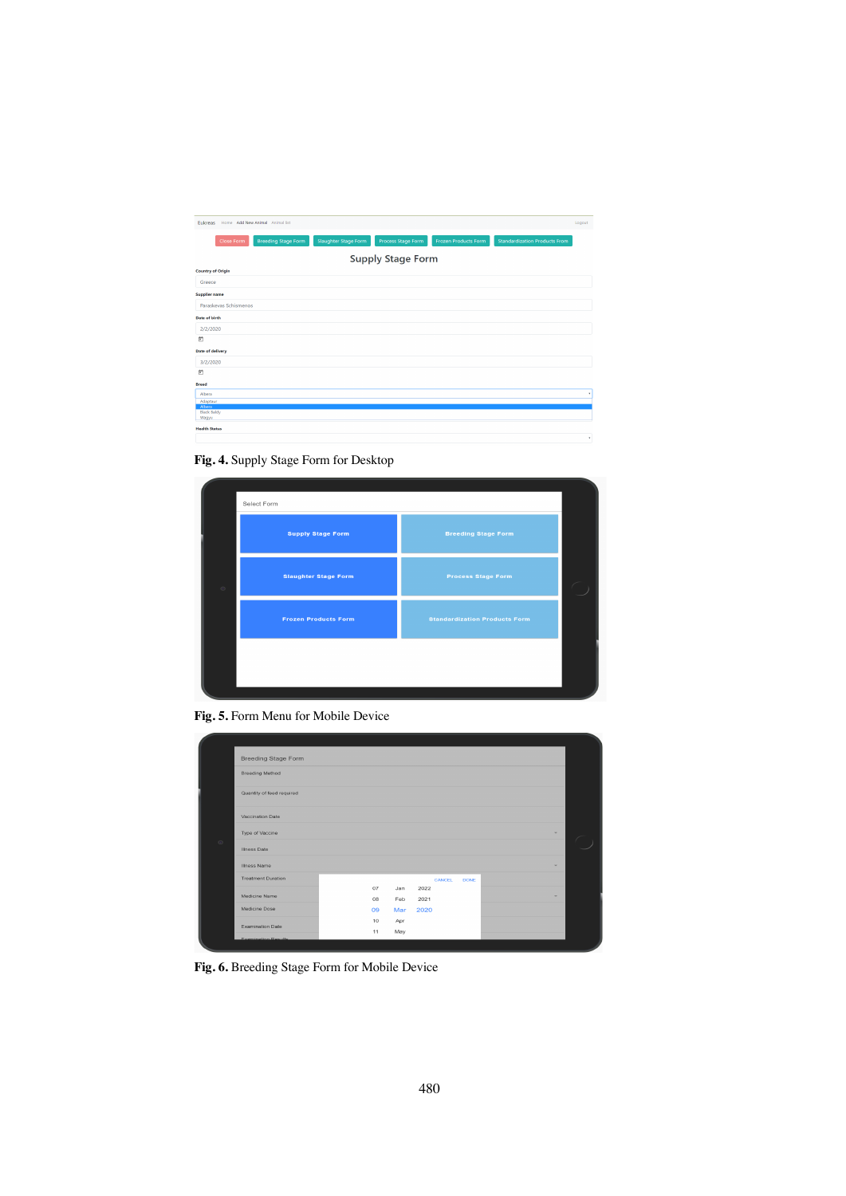Fig. 4. Supply Stage Form for Desktop

Fig. 5. Form Menu for Mobile Device

Fig. 6. Breeding Stage Form for Mobile Device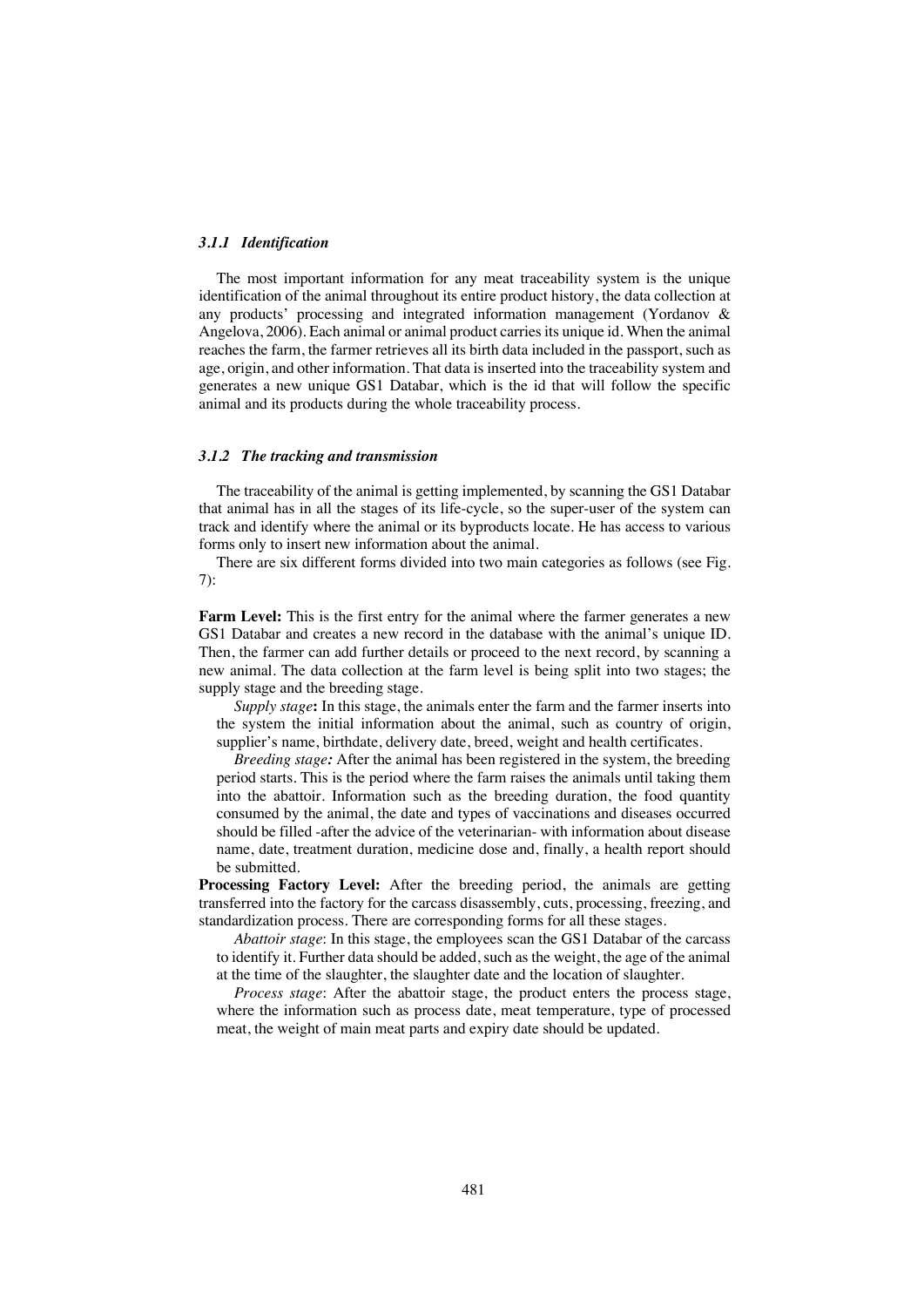### *3.1.1 Identification*

The most important information for any meat traceability system is the unique identification of the animal throughout its entire product history, the data collection at any products' processing and integrated information management (Yordanov & Angelova, 2006). Each animal or animal product carries its unique id. When the animal reaches the farm, the farmer retrieves all its birth data included in the passport, such as age, origin, and other information. That data is inserted into the traceability system and generates a new unique GS1 Databar, which is the id that will follow the specific animal and its products during the whole traceability process.

### *3.1.2 The tracking and transmission*

The traceability of the animal is getting implemented, by scanning the GS1 Databar that animal has in all the stages of its life-cycle, so the super-user of the system can track and identify where the animal or its byproducts locate. He has access to various forms only to insert new information about the animal.

There are six different forms divided into two main categories as follows (see Fig. 7):

**Farm Level:** This is the first entry for the animal where the farmer generates a new GS1 Databar and creates a new record in the database with the animal's unique ID. Then, the farmer can add further details or proceed to the next record, by scanning a new animal. The data collection at the farm level is being split into two stages; the supply stage and the breeding stage.

*Supply stage***:** In this stage, the animals enter the farm and the farmer inserts into the system the initial information about the animal, such as country of origin, supplier's name, birthdate, delivery date, breed, weight and health certificates.

*Breeding stage:* After the animal has been registered in the system, the breeding period starts. This is the period where the farm raises the animals until taking them into the abattoir. Information such as the breeding duration, the food quantity consumed by the animal, the date and types of vaccinations and diseases occurred should be filled -after the advice of the veterinarian- with information about disease name, date, treatment duration, medicine dose and, finally, a health report should be submitted.

**Processing Factory Level:** After the breeding period, the animals are getting transferred into the factory for the carcass disassembly, cuts, processing, freezing, and standardization process. There are corresponding forms for all these stages.

*Abattoir stage*: In this stage, the employees scan the GS1 Databar of the carcass to identify it. Further data should be added, such as the weight, the age of the animal at the time of the slaughter, the slaughter date and the location of slaughter.

*Process stage*: After the abattoir stage, the product enters the process stage, where the information such as process date, meat temperature, type of processed meat, the weight of main meat parts and expiry date should be updated.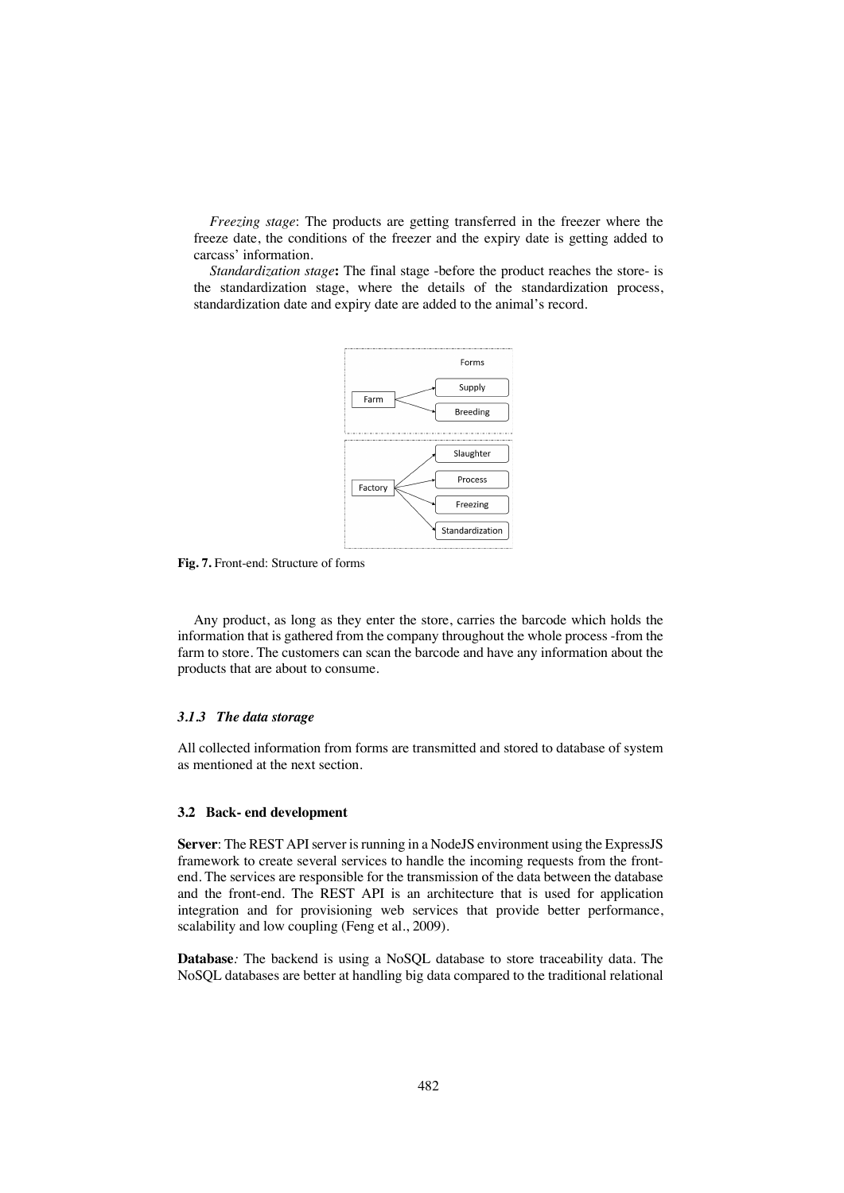*Freezing stage*: The products are getting transferred in the freezer where the freeze date, the conditions of the freezer and the expiry date is getting added to carcass' information.

*Standardization stage***:** The final stage -before the product reaches the store- is the standardization stage, where the details of the standardization process, standardization date and expiry date are added to the animal's record.

**Fig. 7.** Front-end: Structure of forms

Any product, as long as they enter the store, carries the barcode which holds the information that is gathered from the company throughout the whole process -from the farm to store. The customers can scan the barcode and have any information about the products that are about to consume.

#### *3.1.3 The data storage*

All collected information from forms are transmitted and stored to database of system as mentioned at the next section.

### 3.2 Back- end development

**Server**: The REST API server is running in a NodeJS environment using the ExpressJS framework to create several services to handle the incoming requests from the front-end. The services are responsible for the transmission of the data between the database and the front-end. The REST API is an architecture that is used for application integration and for provisioning web services that provide better performance, scalability and low coupling (Feng et al., 2009).

**Database***:* The backend is using a NoSQL database to store traceability data. The NoSQL databases are better at handling big data compared to the traditional relational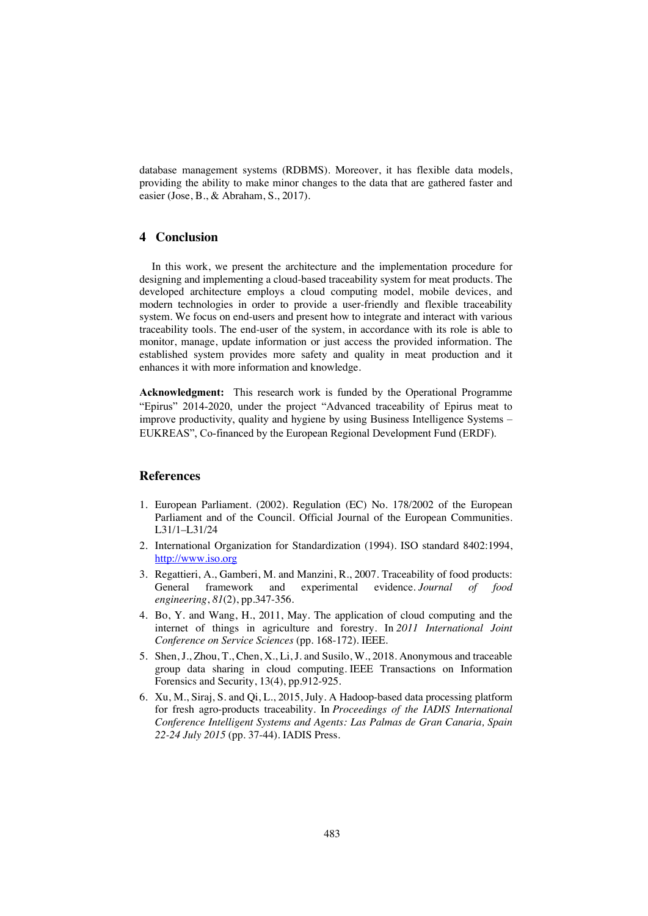database management systems (RDBMS). Moreover, it has flexible data models, providing the ability to make minor changes to the data that are gathered faster and easier (Jose, B., & Abraham, S., 2017).

## 4 Conclusion

In this work, we present the architecture and the implementation procedure for designing and implementing a cloud-based traceability system for meat products. The developed architecture employs a cloud computing model, mobile devices, and modern technologies in order to provide a user-friendly and flexible traceability system. We focus on end-users and present how to integrate and interact with various traceability tools. The end-user of the system, in accordance with its role is able to monitor, manage, update information or just access the provided information. The established system provides more safety and quality in meat production and it enhances it with more information and knowledge.

**Acknowledgment:** This research work is funded by the Operational Programme "Epirus" 2014-2020, under the project "Advanced traceability of Epirus meat to improve productivity, quality and hygiene by using Business Intelligence Systems – EUKREAS", Co-financed by the European Regional Development Fund (ERDF).

## References

1. European Parliament. (2002). Regulation (EC) No. 178/2002 of the European Parliament and of the Council. Official Journal of the European Communities. L31/1–L31/24
2. International Organization for Standardization (1994). ISO standard 8402:1994, http://www.iso.org
3. Regattieri, A., Gamberi, M. and Manzini, R., 2007. Traceability of food products: General framework and experimental evidence. *Journal of food engineering*, *81*(2), pp.347-356.
4. Bo, Y. and Wang, H., 2011, May. The application of cloud computing and the internet of things in agriculture and forestry. In *2011 International Joint Conference on Service Sciences* (pp. 168-172). IEEE.
5. Shen, J., Zhou, T., Chen, X., Li, J. and Susilo, W., 2018. Anonymous and traceable group data sharing in cloud computing. IEEE Transactions on Information Forensics and Security, 13(4), pp.912-925.
6. Xu, M., Siraj, S. and Qi, L., 2015, July. A Hadoop-based data processing platform for fresh agro-products traceability. In *Proceedings of the IADIS International Conference Intelligent Systems and Agents: Las Palmas de Gran Canaria, Spain 22-24 July 2015* (pp. 37-44). IADIS Press.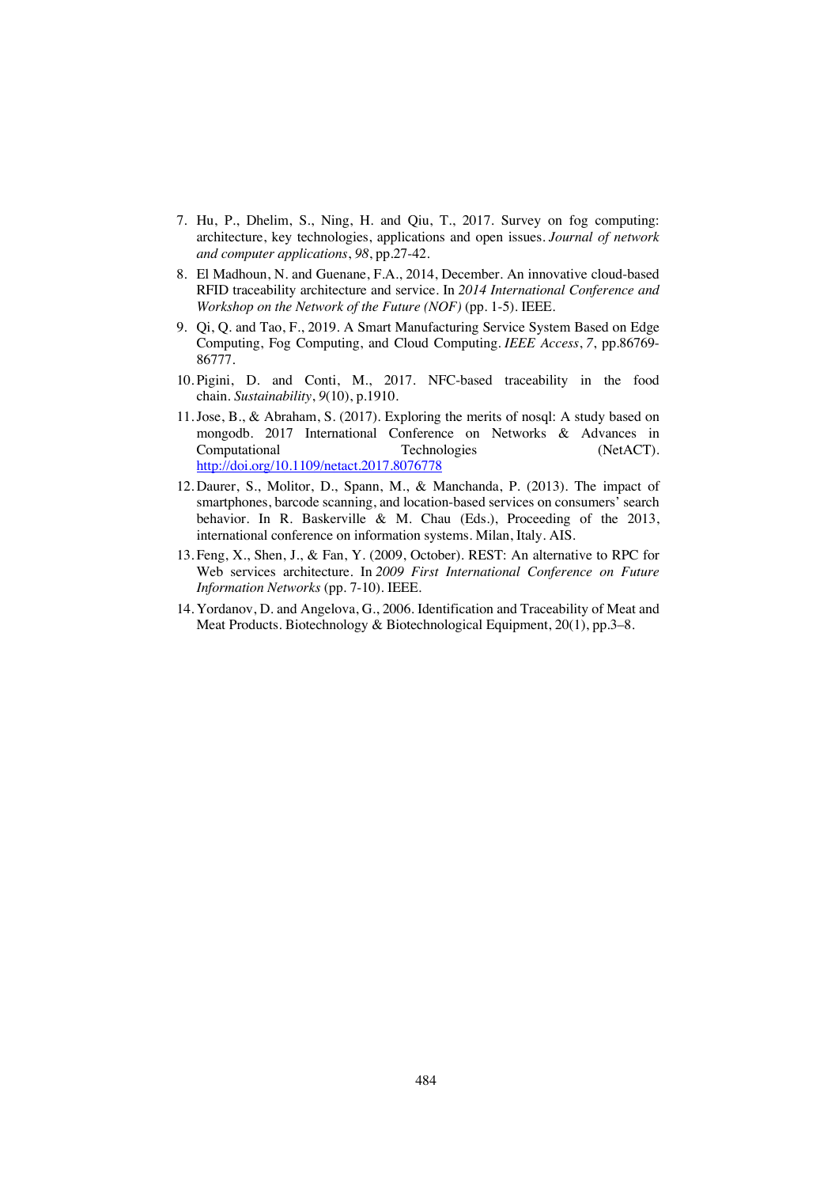7. Hu, P., Dhelim, S., Ning, H. and Qiu, T., 2017. Survey on fog computing: architecture, key technologies, applications and open issues. *Journal of network and computer applications*, *98*, pp.27-42.
8. El Madhoun, N. and Guenane, F.A., 2014, December. An innovative cloud-based RFID traceability architecture and service. In *2014 International Conference and Workshop on the Network of the Future (NOF)* (pp. 1-5). IEEE.
9. Qi, Q. and Tao, F., 2019. A Smart Manufacturing Service System Based on Edge Computing, Fog Computing, and Cloud Computing. *IEEE Access*, *7*, pp.86769-86777.
10. Pigini, D. and Conti, M., 2017. NFC-based traceability in the food chain. *Sustainability*, *9*(10), p.1910.
11. Jose, B., & Abraham, S. (2017). Exploring the merits of nosql: A study based on mongodb. 2017 International Conference on Networks & Advances in Computational Technologies (NetACT). [http://doi.org/10.1109/netact.2017.8076778](http://doi.org/10.1109/netact.2017.8076778)
12. Daurer, S., Molitor, D., Spann, M., & Manchanda, P. (2013). The impact of smartphones, barcode scanning, and location-based services on consumers' search behavior. In R. Baskerville & M. Chau (Eds.), Proceeding of the 2013, international conference on information systems. Milan, Italy. AIS.
13. Feng, X., Shen, J., & Fan, Y. (2009, October). REST: An alternative to RPC for Web services architecture. In *2009 First International Conference on Future Information Networks* (pp. 7-10). IEEE.
14. Yordanov, D. and Angelova, G., 2006. Identification and Traceability of Meat and Meat Products. Biotechnology & Biotechnological Equipment, 20(1), pp.3–8.